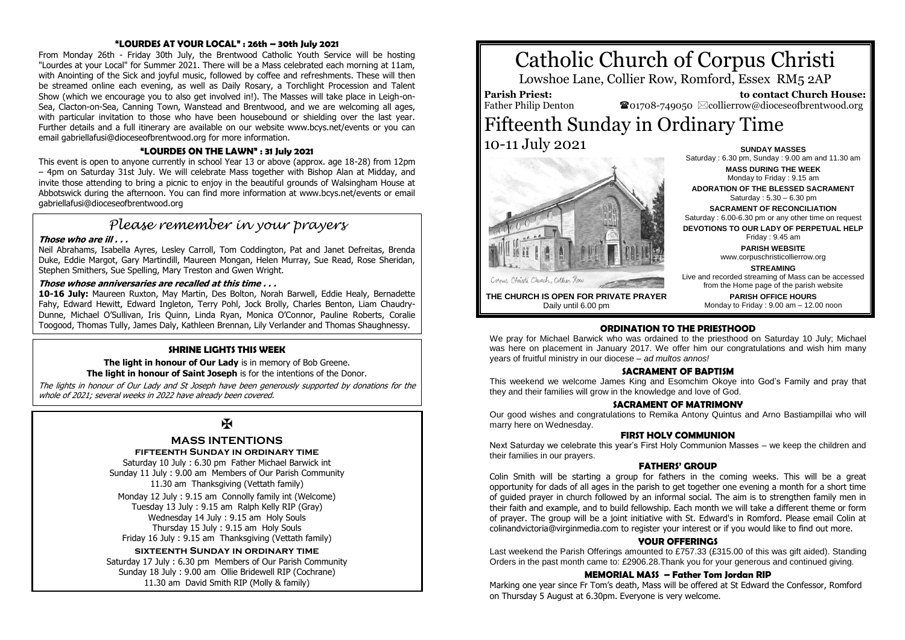## "LOURDES AT YOUR LOCAL" : 26th – 30th July 2021

From Monday 26th - Friday 30th July, the Brentwood Catholic Youth Service will be hosting "Lourdes at your Local" for Summer 2021. There will be a Mass celebrated each morning at 11am, with Anointing of the Sick and joyful music, followed by coffee and refreshments. These will then be streamed online each evening, as well as Daily Rosary, a Torchlight Procession and Talent Show (which we encourage you to also get involved in!). The Masses will take place in Leigh-on-Sea, Clacton-on-Sea, Canning Town, Wanstead and Brentwood, and we are welcoming all ages, with particular invitation to those who have been housebound or shielding over the last year. Further details and a full itinerary are available on our website www.bcys.net/events or you can email gabriellafusi@dioceseofbrentwood.org for more information.

## "LOURDES ON THE LAWN" : 31 July 2021

This event is open to anyone currently in school Year 13 or above (approx. age 18-28) from 12pm – 4pm on Saturday 31st July. We will celebrate Mass together with Bishop Alan at Midday, and invite those attending to bring a picnic to enjoy in the beautiful grounds of Walsingham House at Abbotswick during the afternoon. You can find more information at www.bcys.net/events or email gabriellafusi@dioceseofbrentwood.org

## *Please remember in your prayers*

***Those who are ill . . .***

Neil Abrahams, Isabella Ayres, Lesley Carroll, Tom Coddington, Pat and Janet Defreitas, Brenda Duke, Eddie Margot, Gary Martindill, Maureen Mongan, Helen Murray, Sue Read, Rose Sheridan, Stephen Smithers, Sue Spelling, Mary Treston and Gwen Wright.

***Those whose anniversaries are recalled at this time . . .***

**10-16 July:** Maureen Ruxton, May Martin, Des Bolton, Norah Barwell, Eddie Healy, Bernadette Fahy, Edward Hewitt, Edward Ingleton, Terry Pohl, Jock Brolly, Charles Benton, Liam Chaudry-Dunne, Michael O'Sullivan, Iris Quinn, Linda Ryan, Monica O'Connor, Pauline Roberts, Coralie Toogood, Thomas Tully, James Daly, Kathleen Brennan, Lily Verlander and Thomas Shaughnessy.

## SHRINE LIGHTS THIS WEEK

**The light in honour of Our Lady** is in memory of Bob Greene.
**The light in honour of Saint Joseph** is for the intentions of the Donor.

*The lights in honour of Our Lady and St Joseph have been generously supported by donations for the whole of 2021; several weeks in 2022 have already been covered.*

✠

## MASS INTENTIONS

**FIFTEENTH SUNDAY IN ORDINARY TIME**

Saturday 10 July : 6.30 pm Father Michael Barwick int
Sunday 11 July : 9.00 am Members of Our Parish Community
11.30 am Thanksgiving (Vettath family)

Monday 12 July : 9.15 am Connolly family int (Welcome)
Tuesday 13 July : 9.15 am Ralph Kelly RIP (Gray)
Wednesday 14 July : 9.15 am Holy Souls
Thursday 15 July : 9.15 am Holy Souls
Friday 16 July : 9.15 am Thanksgiving (Vettath family)

**SIXTEENTH SUNDAY IN ORDINARY TIME**

Saturday 17 July : 6.30 pm Members of Our Parish Community
Sunday 18 July : 9.00 am Ollie Bridewell RIP (Cochrane)
11.30 am David Smith RIP (Molly & family)

# Catholic Church of Corpus Christi

Lowshoe Lane, Collier Row, Romford, Essex RM5 2AP

**Parish Priest:** Father Philip Denton
**to contact Church House:** ☎01708-749050 ✉collierrow@dioceseofbrentwood.org

# Fifteenth Sunday in Ordinary Time

10-11 July 2021

Corpus Christi Church, Collier Row

**THE CHURCH IS OPEN FOR PRIVATE PRAYER**
Daily until 6.00 pm

**SUNDAY MASSES**
Saturday : 6.30 pm, Sunday : 9.00 am and 11.30 am

**MASS DURING THE WEEK**
Monday to Friday : 9.15 am

**ADORATION OF THE BLESSED SACRAMENT**
Saturday : 5.30 – 6.30 pm

**SACRAMENT OF RECONCILIATION**
Saturday : 6.00-6.30 pm or any other time on request

**DEVOTIONS TO OUR LADY OF PERPETUAL HELP**
Friday : 9.45 am

**PARISH WEBSITE**
www.corpuschristicollierrow.org

**STREAMING**
Live and recorded streaming of Mass can be accessed from the Home page of the parish website

**PARISH OFFICE HOURS**
Monday to Friday : 9.00 am – 12.00 noon

## ORDINATION TO THE PRIESTHOOD

We pray for Michael Barwick who was ordained to the priesthood on Saturday 10 July; Michael was here on placement in January 2017. We offer him our congratulations and wish him many years of fruitful ministry in our diocese – *ad multos annos!*

## SACRAMENT OF BAPTISM

This weekend we welcome James King and Esomchim Okoye into God's Family and pray that they and their families will grow in the knowledge and love of God.

## SACRAMENT OF MATRIMONY

Our good wishes and congratulations to Remika Antony Quintus and Arno Bastiampillai who will marry here on Wednesday.

## FIRST HOLY COMMUNION

Next Saturday we celebrate this year's First Holy Communion Masses – we keep the children and their families in our prayers.

## FATHERS' GROUP

Colin Smith will be starting a group for fathers in the coming weeks. This will be a great opportunity for dads of all ages in the parish to get together one evening a month for a short time of guided prayer in church followed by an informal social. The aim is to strengthen family men in their faith and example, and to build fellowship. Each month we will take a different theme or form of prayer. The group will be a joint initiative with St. Edward's in Romford. Please email Colin at colinandvictoria@virginmedia.com to register your interest or if you would like to find out more.

## YOUR OFFERINGS

Last weekend the Parish Offerings amounted to £757.33 (£315.00 of this was gift aided). Standing Orders in the past month came to: £2906.28.Thank you for your generous and continued giving.

## MEMORIAL MASS – Father Tom Jordan RIP

Marking one year since Fr Tom's death, Mass will be offered at St Edward the Confessor, Romford on Thursday 5 August at 6.30pm. Everyone is very welcome.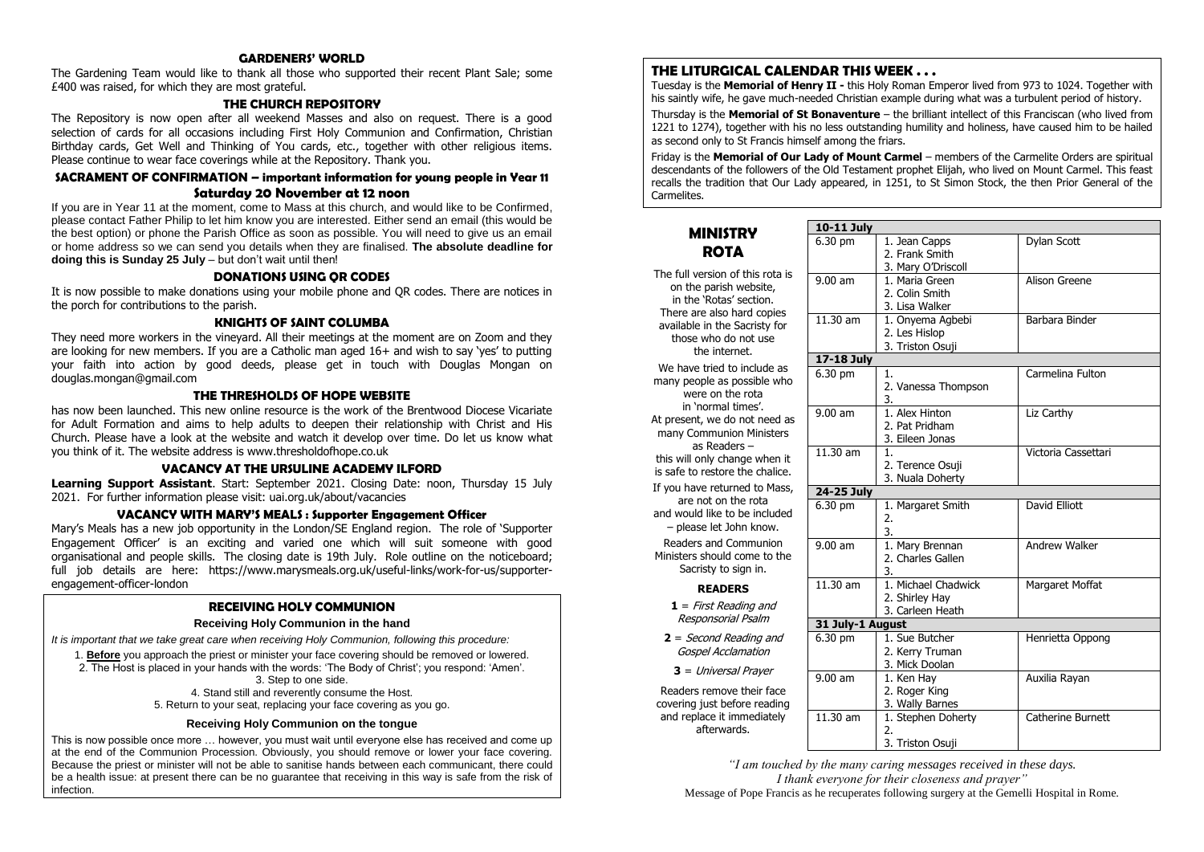## GARDENERS' WORLD

The Gardening Team would like to thank all those who supported their recent Plant Sale; some £400 was raised, for which they are most grateful.

## THE CHURCH REPOSITORY

The Repository is now open after all weekend Masses and also on request. There is a good selection of cards for all occasions including First Holy Communion and Confirmation, Christian Birthday cards, Get Well and Thinking of You cards, etc., together with other religious items. Please continue to wear face coverings while at the Repository. Thank you.

## SACRAMENT OF CONFIRMATION – important information for young people in Year 11

### Saturday 20 November at 12 noon

If you are in Year 11 at the moment, come to Mass at this church, and would like to be Confirmed, please contact Father Philip to let him know you are interested. Either send an email (this would be the best option) or phone the Parish Office as soon as possible. You will need to give us an email or home address so we can send you details when they are finalised. **The absolute deadline for doing this is Sunday 25 July** – but don't wait until then!

## DONATIONS USING QR CODES

It is now possible to make donations using your mobile phone and QR codes. There are notices in the porch for contributions to the parish.

## KNIGHTS OF SAINT COLUMBA

They need more workers in the vineyard. All their meetings at the moment are on Zoom and they are looking for new members. If you are a Catholic man aged 16+ and wish to say 'yes' to putting your faith into action by good deeds, please get in touch with Douglas Mongan on douglas.mongan@gmail.com

## THE THRESHOLDS OF HOPE WEBSITE

has now been launched. This new online resource is the work of the Brentwood Diocese Vicariate for Adult Formation and aims to help adults to deepen their relationship with Christ and His Church. Please have a look at the website and watch it develop over time. Do let us know what you think of it. The website address is www.thresholdofhope.co.uk

## VACANCY AT THE URSULINE ACADEMY ILFORD

**Learning Support Assistant**. Start: September 2021. Closing Date: noon, Thursday 15 July 2021. For further information please visit: uai.org.uk/about/vacancies

## VACANCY WITH MARY'S MEALS : Supporter Engagement Officer

Mary's Meals has a new job opportunity in the London/SE England region. The role of 'Supporter Engagement Officer' is an exciting and varied one which will suit someone with good organisational and people skills. The closing date is 19th July. Role outline on the noticeboard; full job details are here: https://www.marysmeals.org.uk/useful-links/work-for-us/supporter-engagement-officer-london

## RECEIVING HOLY COMMUNION

### Receiving Holy Communion in the hand

*It is important that we take great care when receiving Holy Communion, following this procedure:*

1. **Before** you approach the priest or minister your face covering should be removed or lowered.
2. The Host is placed in your hands with the words: 'The Body of Christ'; you respond: 'Amen'.
3. Step to one side.
4. Stand still and reverently consume the Host.
5. Return to your seat, replacing your face covering as you go.

### Receiving Holy Communion on the tongue

This is now possible once more … however, you must wait until everyone else has received and come up at the end of the Communion Procession. Obviously, you should remove or lower your face covering. Because the priest or minister will not be able to sanitise hands between each communicant, there could be a health issue: at present there can be no guarantee that receiving in this way is safe from the risk of infection.

## THE LITURGICAL CALENDAR THIS WEEK . . .

Tuesday is the **Memorial of Henry II -** this Holy Roman Emperor lived from 973 to 1024. Together with his saintly wife, he gave much-needed Christian example during what was a turbulent period of history.

Thursday is the **Memorial of St Bonaventure** – the brilliant intellect of this Franciscan (who lived from 1221 to 1274), together with his no less outstanding humility and holiness, have caused him to be hailed as second only to St Francis himself among the friars.

Friday is the **Memorial of Our Lady of Mount Carmel** – members of the Carmelite Orders are spiritual descendants of the followers of the Old Testament prophet Elijah, who lived on Mount Carmel. This feast recalls the tradition that Our Lady appeared, in 1251, to St Simon Stock, the then Prior General of the Carmelites.

## MINISTRY ROTA

The full version of this rota is on the parish website, in the 'Rotas' section. There are also hard copies available in the Sacristy for those who do not use the internet.

We have tried to include as many people as possible who were on the rota in 'normal times'. At present, we do not need as many Communion Ministers as Readers – this will only change when it is safe to restore the chalice.

If you have returned to Mass, are not on the rota and would like to be included – please let John know.

Readers and Communion Ministers should come to the Sacristy to sign in.

### READERS

**1** = *First Reading and Responsorial Psalm*

**2** = *Second Reading and Gospel Acclamation*

**3** = *Universal Prayer*

Readers remove their face covering just before reading and replace it immediately afterwards.

| | | |
|---|---|---|
| **10-11 July** | | |
| 6.30 pm | 1. Jean Capps<br>2. Frank Smith<br>3. Mary O'Driscoll | Dylan Scott |
| 9.00 am | 1. Maria Green<br>2. Colin Smith<br>3. Lisa Walker | Alison Greene |
| 11.30 am | 1. Onyema Agbebi<br>2. Les Hislop<br>3. Triston Osuji | Barbara Binder |
| **17-18 July** | | |
| 6.30 pm | 1.<br>2. Vanessa Thompson<br>3. | Carmelina Fulton |
| 9.00 am | 1. Alex Hinton<br>2. Pat Pridham<br>3. Eileen Jonas | Liz Carthy |
| 11.30 am | 1.<br>2. Terence Osuji<br>3. Nuala Doherty | Victoria Cassettari |
| **24-25 July** | | |
| 6.30 pm | 1. Margaret Smith<br>2.<br>3. | David Elliott |
| 9.00 am | 1. Mary Brennan<br>2. Charles Gallen<br>3. | Andrew Walker |
| 11.30 am | 1. Michael Chadwick<br>2. Shirley Hay<br>3. Carleen Heath | Margaret Moffat |
| **31 July-1 August** | | |
| 6.30 pm | 1. Sue Butcher<br>2. Kerry Truman<br>3. Mick Doolan | Henrietta Oppong |
| 9.00 am | 1. Ken Hay<br>2. Roger King<br>3. Wally Barnes | Auxilia Rayan |
| 11.30 am | 1. Stephen Doherty<br>2.<br>3. Triston Osuji | Catherine Burnett |

*"I am touched by the many caring messages received in these days. I thank everyone for their closeness and prayer"*

Message of Pope Francis as he recuperates following surgery at the Gemelli Hospital in Rome.